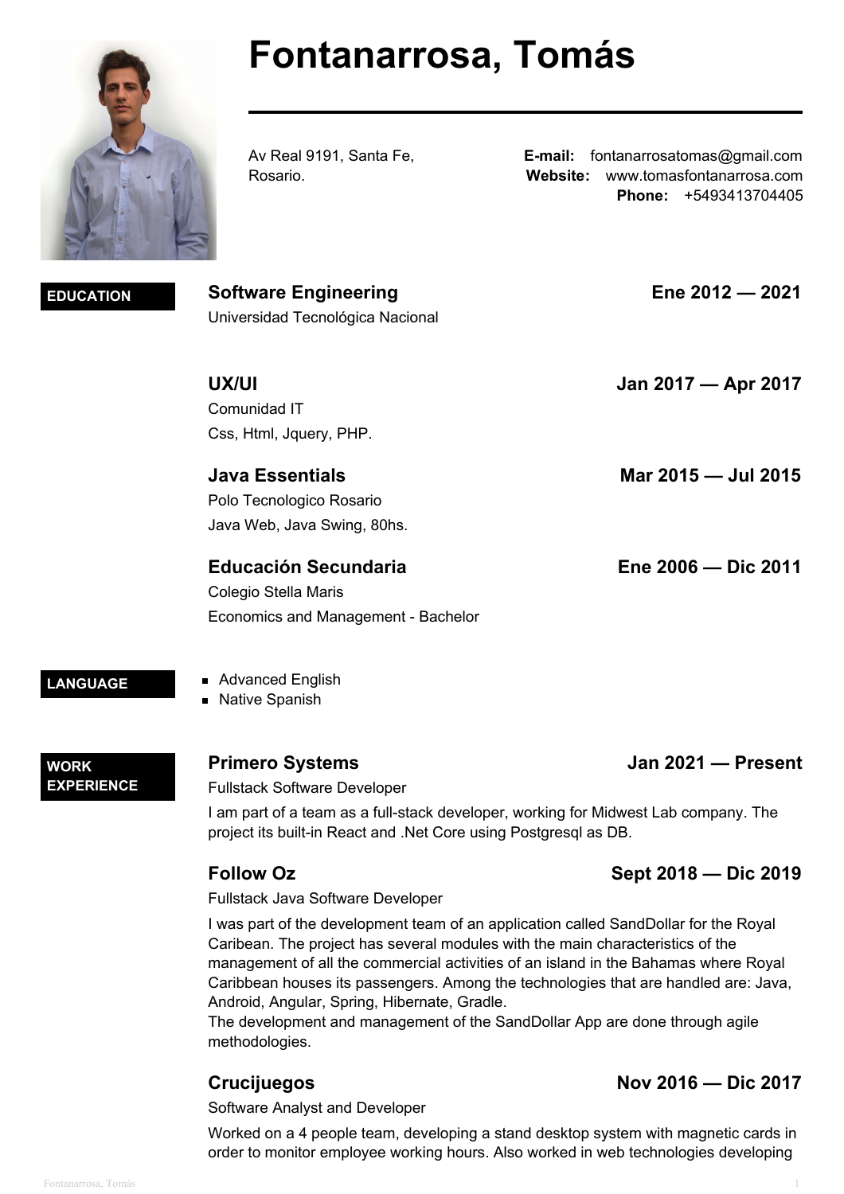# Fontanarrosa, Tomás

Av Real 9191, Santa Fe,
Rosario.

**E-mail:** fontanarrosatomas@gmail.com
**Website:** www.tomasfontanarrosa.com
**Phone:** +5493413704405

## EDUCATION

### Software Engineering — Ene 2012 — 2021

Universidad Tecnológica Nacional

### UX/UI — Jan 2017 — Apr 2017

Comunidad IT

Css, Html, Jquery, PHP.

### Java Essentials — Mar 2015 — Jul 2015

Polo Tecnologico Rosario

Java Web, Java Swing, 80hs.

### Educación Secundaria — Ene 2006 — Dic 2011

Colegio Stella Maris

Economics and Management - Bachelor

## LANGUAGE

- Advanced English
- Native Spanish

## WORK EXPERIENCE

### Primero Systems — Jan 2021 — Present

Fullstack Software Developer

I am part of a team as a full-stack developer, working for Midwest Lab company. The project its built-in React and .Net Core using Postgresql as DB.

### Follow Oz — Sept 2018 — Dic 2019

Fullstack Java Software Developer

I was part of the development team of an application called SandDollar for the Royal Caribean. The project has several modules with the main characteristics of the management of all the commercial activities of an island in the Bahamas where Royal Caribbean houses its passengers. Among the technologies that are handled are: Java, Android, Angular, Spring, Hibernate, Gradle.
The development and management of the SandDollar App are done through agile methodologies.

### Crucijuegos — Nov 2016 — Dic 2017

Software Analyst and Developer

Worked on a 4 people team, developing a stand desktop system with magnetic cards in order to monitor employee working hours. Also worked in web technologies developing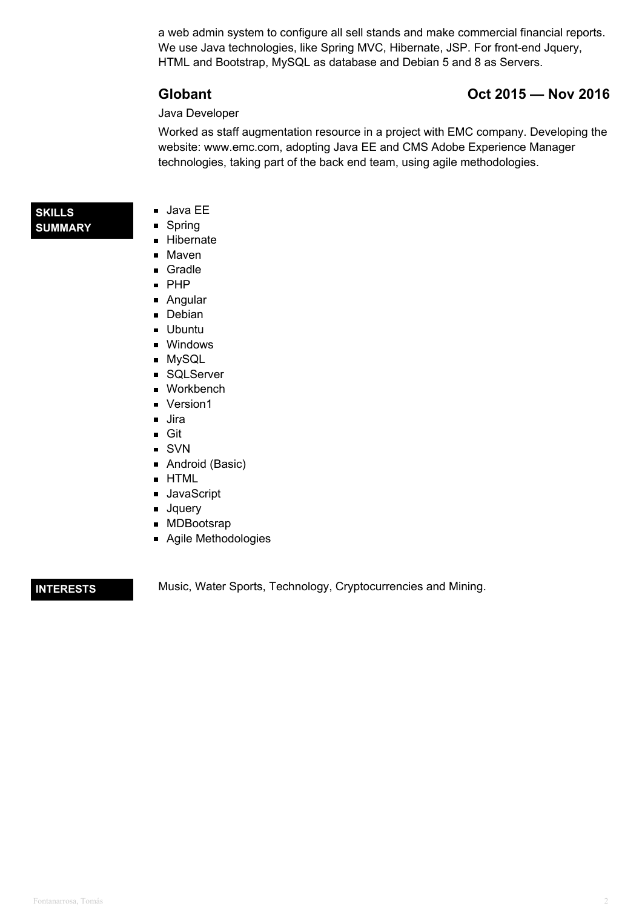a web admin system to configure all sell stands and make commercial financial reports. We use Java technologies, like Spring MVC, Hibernate, JSP. For front-end Jquery, HTML and Bootstrap, MySQL as database and Debian 5 and 8 as Servers.

### Globant — Oct 2015 — Nov 2016

Java Developer

Worked as staff augmentation resource in a project with EMC company. Developing the website: www.emc.com, adopting Java EE and CMS Adobe Experience Manager technologies, taking part of the back end team, using agile methodologies.

## SKILLS SUMMARY

- Java EE
- Spring
- Hibernate
- Maven
- Gradle
- PHP
- Angular
- Debian
- Ubuntu
- Windows
- MySQL
- SQLServer
- Workbench
- Version1
- Jira
- Git
- SVN
- Android (Basic)
- HTML
- JavaScript
- Jquery
- MDBootsrap
- Agile Methodologies

## INTERESTS

Music, Water Sports, Technology, Cryptocurrencies and Mining.